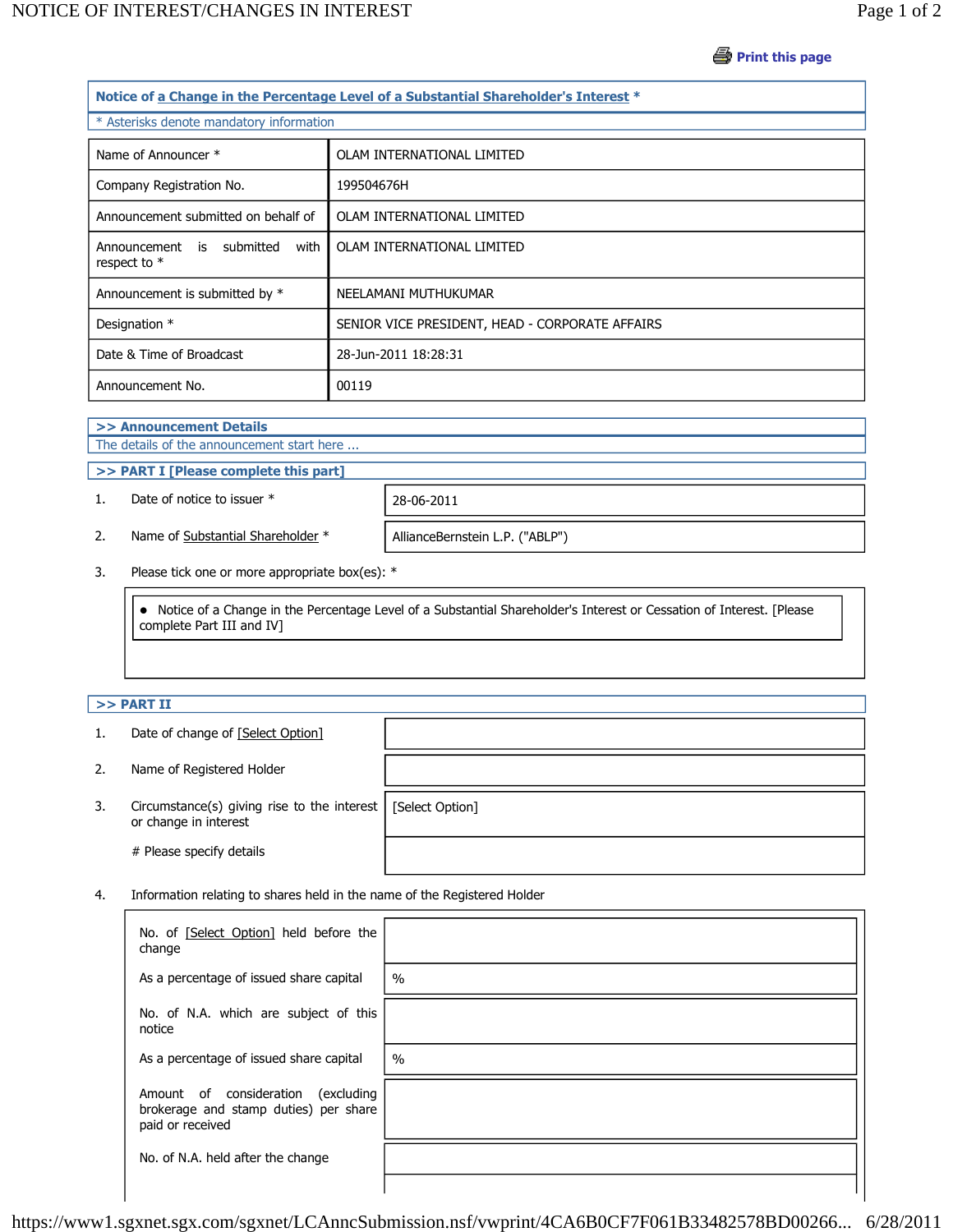Print this page

## Notice of a Change in the Percentage Level of a Substantial Shareholder's Interest *

* Asterisks denote mandatory information

| | |
|---|---|
| Name of Announcer * | OLAM INTERNATIONAL LIMITED |
| Company Registration No. | 199504676H |
| Announcement submitted on behalf of | OLAM INTERNATIONAL LIMITED |
| Announcement is submitted with respect to * | OLAM INTERNATIONAL LIMITED |
| Announcement is submitted by * | NEELAMANI MUTHUKUMAR |
| Designation * | SENIOR VICE PRESIDENT, HEAD - CORPORATE AFFAIRS |
| Date & Time of Broadcast | 28-Jun-2011 18:28:31 |
| Announcement No. | 00119 |

### >> Announcement Details

The details of the announcement start here ...

### >> PART I [Please complete this part]

| | | |
|---|---|---|
| 1. | Date of notice to issuer * | 28-06-2011 |
| 2. | Name of Substantial Shareholder * | AllianceBernstein L.P. ("ABLP") |

3. Please tick one or more appropriate box(es): *

- Notice of a Change in the Percentage Level of a Substantial Shareholder's Interest or Cessation of Interest. [Please complete Part III and IV]

### >> PART II

| | | |
|---|---|---|
| 1. | Date of change of [Select Option] | |
| 2. | Name of Registered Holder | |
| 3. | Circumstance(s) giving rise to the interest or change in interest | [Select Option] |
| | # Please specify details | |

4. Information relating to shares held in the name of the Registered Holder

| | |
|---|---|
| No. of [Select Option] held before the change | |
| As a percentage of issued share capital | % |
| No. of N.A. which are subject of this notice | |
| As a percentage of issued share capital | % |
| Amount of consideration (excluding brokerage and stamp duties) per share paid or received | |
| No. of N.A. held after the change | |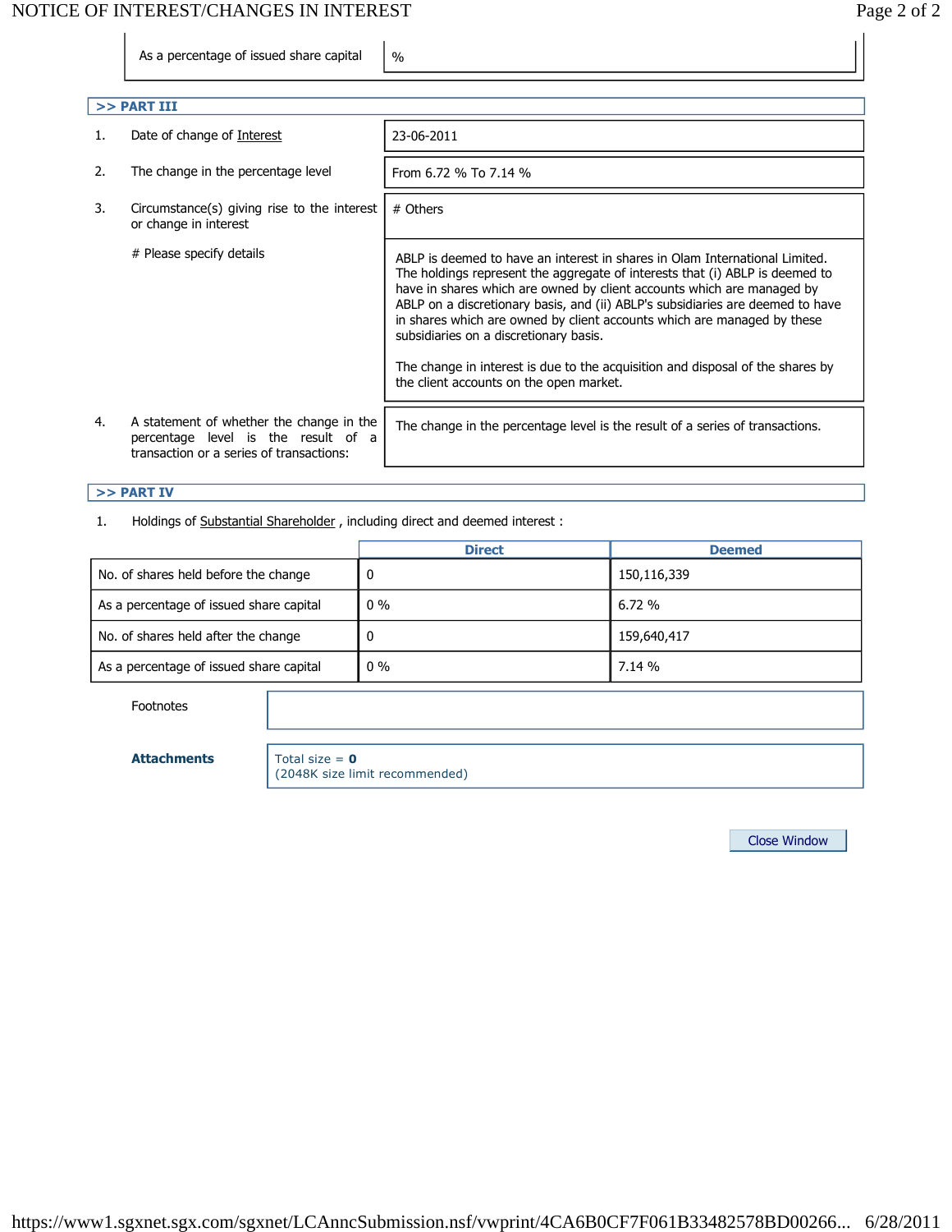| | |
|---|---|
| As a percentage of issued share capital | % |

## >> PART III

| | | |
|---|---|---|
| 1. | Date of change of Interest | 23-06-2011 |
| 2. | The change in the percentage level | From 6.72 % To 7.14 % |
| 3. | Circumstance(s) giving rise to the interest or change in interest | # Others |
| | # Please specify details | ABLP is deemed to have an interest in shares in Olam International Limited. The holdings represent the aggregate of interests that (i) ABLP is deemed to have in shares which are owned by client accounts which are managed by ABLP on a discretionary basis, and (ii) ABLP's subsidiaries are deemed to have in shares which are owned by client accounts which are managed by these subsidiaries on a discretionary basis.<br><br>The change in interest is due to the acquisition and disposal of the shares by the client accounts on the open market. |
| 4. | A statement of whether the change in the percentage level is the result of a transaction or a series of transactions: | The change in the percentage level is the result of a series of transactions. |

## >> PART IV

1. Holdings of Substantial Shareholder , including direct and deemed interest :

| | Direct | Deemed |
|---|---|---|
| No. of shares held before the change | 0 | 150,116,339 |
| As a percentage of issued share capital | 0 % | 6.72 % |
| No. of shares held after the change | 0 | 159,640,417 |
| As a percentage of issued share capital | 0 % | 7.14 % |

Footnotes

**Attachments**

Total size = **0**
(2048K size limit recommended)

Close Window